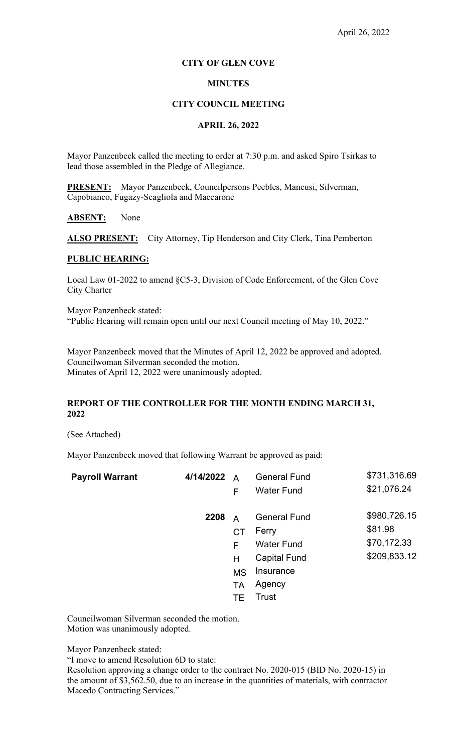April 26, 2022

**CITY OF GLEN COVE**

**MINUTES**

**CITY COUNCIL MEETING**

**APRIL 26, 2022**

Mayor Panzenbeck called the meeting to order at 7:30 p.m. and asked Spiro Tsirkas to lead those assembled in the Pledge of Allegiance.

**PRESENT:** Mayor Panzenbeck, Councilpersons Peebles, Mancusi, Silverman, Capobianco, Fugazy-Scagliola and Maccarone

**ABSENT:** None

**ALSO PRESENT:** City Attorney, Tip Henderson and City Clerk, Tina Pemberton

**PUBLIC HEARING:**

Local Law 01-2022 to amend §C5-3, Division of Code Enforcement, of the Glen Cove City Charter

Mayor Panzenbeck stated:
"Public Hearing will remain open until our next Council meeting of May 10, 2022."

Mayor Panzenbeck moved that the Minutes of April 12, 2022 be approved and adopted.
Councilwoman Silverman seconded the motion.
Minutes of April 12, 2022 were unanimously adopted.

**REPORT OF THE CONTROLLER FOR THE MONTH ENDING MARCH 31, 2022**

(See Attached)

Mayor Panzenbeck moved that following Warrant be approved as paid:

| | | | | |
|---|---|---|---|---|
| **Payroll Warrant** | **4/14/2022** | A | General Fund | $731,316.69 |
| | | F | Water Fund | $21,076.24 |
| | **2208** | A | General Fund | $980,726.15 |
| | | CT | Ferry | $81.98 |
| | | F | Water Fund | $70,172.33 |
| | | H | Capital Fund | $209,833.12 |
| | | MS | Insurance | |
| | | TA | Agency | |
| | | TE | Trust | |

Councilwoman Silverman seconded the motion.
Motion was unanimously adopted.

Mayor Panzenbeck stated:
"I move to amend Resolution 6D to state:
Resolution approving a change order to the contract No. 2020-015 (BID No. 2020-15) in the amount of $3,562.50, due to an increase in the quantities of materials, with contractor Macedo Contracting Services."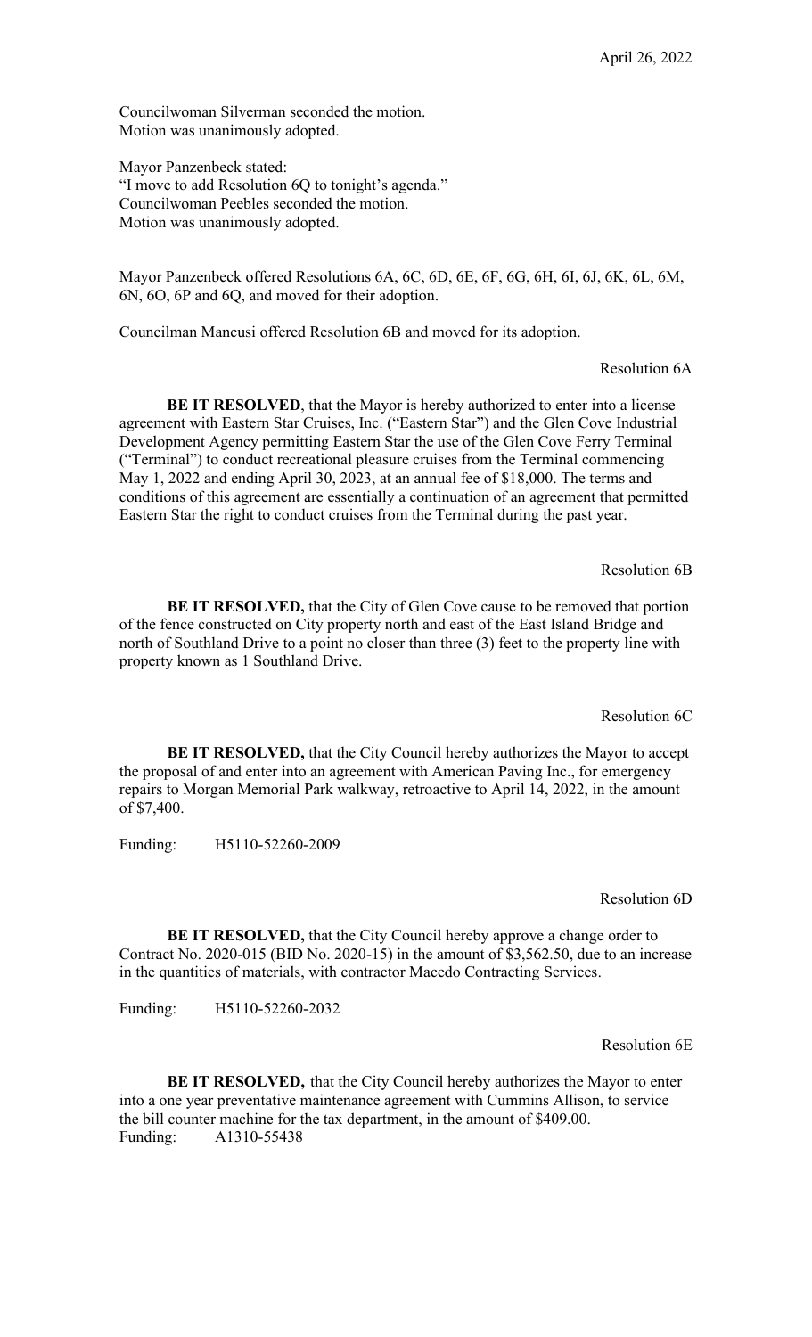Councilwoman Silverman seconded the motion.
Motion was unanimously adopted.

Mayor Panzenbeck stated:
"I move to add Resolution 6Q to tonight's agenda."
Councilwoman Peebles seconded the motion.
Motion was unanimously adopted.

Mayor Panzenbeck offered Resolutions 6A, 6C, 6D, 6E, 6F, 6G, 6H, 6I, 6J, 6K, 6L, 6M, 6N, 6O, 6P and 6Q, and moved for their adoption.

Councilman Mancusi offered Resolution 6B and moved for its adoption.

Resolution 6A

**BE IT RESOLVED**, that the Mayor is hereby authorized to enter into a license agreement with Eastern Star Cruises, Inc. ("Eastern Star") and the Glen Cove Industrial Development Agency permitting Eastern Star the use of the Glen Cove Ferry Terminal ("Terminal") to conduct recreational pleasure cruises from the Terminal commencing May 1, 2022 and ending April 30, 2023, at an annual fee of $18,000. The terms and conditions of this agreement are essentially a continuation of an agreement that permitted Eastern Star the right to conduct cruises from the Terminal during the past year.

Resolution 6B

**BE IT RESOLVED,** that the City of Glen Cove cause to be removed that portion of the fence constructed on City property north and east of the East Island Bridge and north of Southland Drive to a point no closer than three (3) feet to the property line with property known as 1 Southland Drive.

Resolution 6C

**BE IT RESOLVED,** that the City Council hereby authorizes the Mayor to accept the proposal of and enter into an agreement with American Paving Inc., for emergency repairs to Morgan Memorial Park walkway, retroactive to April 14, 2022, in the amount of $7,400.

Funding: H5110-52260-2009

Resolution 6D

**BE IT RESOLVED,** that the City Council hereby approve a change order to Contract No. 2020-015 (BID No. 2020-15) in the amount of $3,562.50, due to an increase in the quantities of materials, with contractor Macedo Contracting Services.

Funding: H5110-52260-2032

Resolution 6E

**BE IT RESOLVED,** that the City Council hereby authorizes the Mayor to enter into a one year preventative maintenance agreement with Cummins Allison, to service the bill counter machine for the tax department, in the amount of $409.00.
Funding: A1310-55438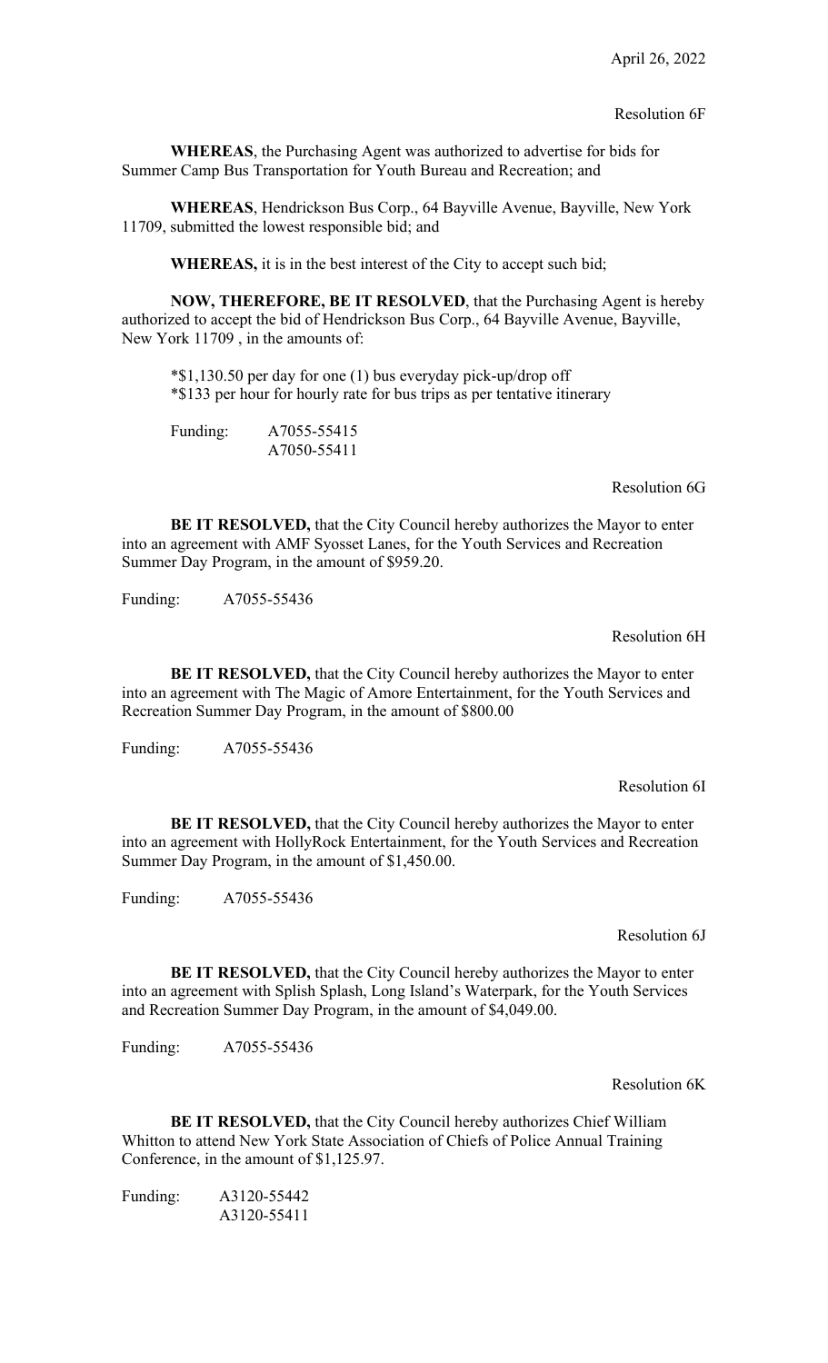April 26, 2022

Resolution 6F

**WHEREAS**, the Purchasing Agent was authorized to advertise for bids for Summer Camp Bus Transportation for Youth Bureau and Recreation; and

**WHEREAS**, Hendrickson Bus Corp., 64 Bayville Avenue, Bayville, New York 11709, submitted the lowest responsible bid; and

**WHEREAS,** it is in the best interest of the City to accept such bid;

**NOW, THEREFORE, BE IT RESOLVED**, that the Purchasing Agent is hereby authorized to accept the bid of Hendrickson Bus Corp., 64 Bayville Avenue, Bayville, New York 11709 , in the amounts of:

*$1,130.50 per day for one (1) bus everyday pick-up/drop off
*$133 per hour for hourly rate for bus trips as per tentative itinerary

Funding: A7055-55415
A7050-55411

Resolution 6G

**BE IT RESOLVED,** that the City Council hereby authorizes the Mayor to enter into an agreement with AMF Syosset Lanes, for the Youth Services and Recreation Summer Day Program, in the amount of $959.20.

Funding: A7055-55436

Resolution 6H

**BE IT RESOLVED,** that the City Council hereby authorizes the Mayor to enter into an agreement with The Magic of Amore Entertainment, for the Youth Services and Recreation Summer Day Program, in the amount of $800.00

Funding: A7055-55436

Resolution 6I

**BE IT RESOLVED,** that the City Council hereby authorizes the Mayor to enter into an agreement with HollyRock Entertainment, for the Youth Services and Recreation Summer Day Program, in the amount of $1,450.00.

Funding: A7055-55436

Resolution 6J

**BE IT RESOLVED,** that the City Council hereby authorizes the Mayor to enter into an agreement with Splish Splash, Long Island's Waterpark, for the Youth Services and Recreation Summer Day Program, in the amount of $4,049.00.

Funding: A7055-55436

Resolution 6K

**BE IT RESOLVED,** that the City Council hereby authorizes Chief William Whitton to attend New York State Association of Chiefs of Police Annual Training Conference, in the amount of $1,125.97.

Funding: A3120-55442
A3120-55411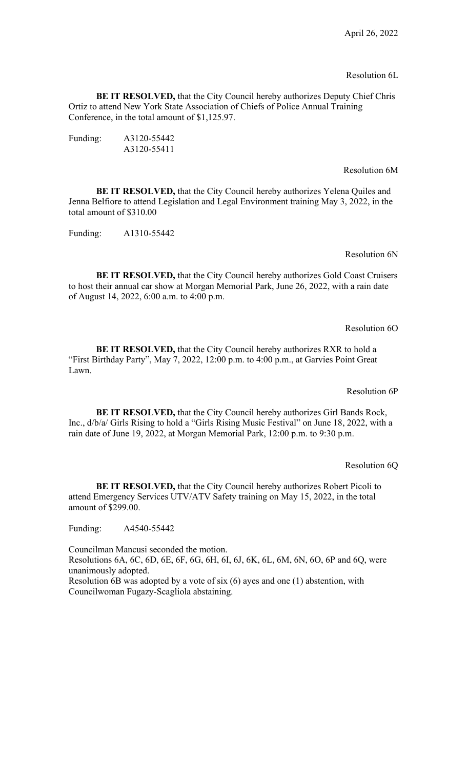April 26, 2022

Resolution 6L

**BE IT RESOLVED,** that the City Council hereby authorizes Deputy Chief Chris Ortiz to attend New York State Association of Chiefs of Police Annual Training Conference, in the total amount of $1,125.97.

Funding: A3120-55442
A3120-55411

Resolution 6M

**BE IT RESOLVED,** that the City Council hereby authorizes Yelena Quiles and Jenna Belfiore to attend Legislation and Legal Environment training May 3, 2022, in the total amount of $310.00

Funding: A1310-55442

Resolution 6N

**BE IT RESOLVED,** that the City Council hereby authorizes Gold Coast Cruisers to host their annual car show at Morgan Memorial Park, June 26, 2022, with a rain date of August 14, 2022, 6:00 a.m. to 4:00 p.m.

Resolution 6O

**BE IT RESOLVED,** that the City Council hereby authorizes RXR to hold a "First Birthday Party", May 7, 2022, 12:00 p.m. to 4:00 p.m., at Garvies Point Great Lawn.

Resolution 6P

**BE IT RESOLVED,** that the City Council hereby authorizes Girl Bands Rock, Inc., d/b/a/ Girls Rising to hold a "Girls Rising Music Festival" on June 18, 2022, with a rain date of June 19, 2022, at Morgan Memorial Park, 12:00 p.m. to 9:30 p.m.

Resolution 6Q

**BE IT RESOLVED,** that the City Council hereby authorizes Robert Picoli to attend Emergency Services UTV/ATV Safety training on May 15, 2022, in the total amount of $299.00.

Funding: A4540-55442

Councilman Mancusi seconded the motion.
Resolutions 6A, 6C, 6D, 6E, 6F, 6G, 6H, 6I, 6J, 6K, 6L, 6M, 6N, 6O, 6P and 6Q, were unanimously adopted.
Resolution 6B was adopted by a vote of six (6) ayes and one (1) abstention, with Councilwoman Fugazy-Scagliola abstaining.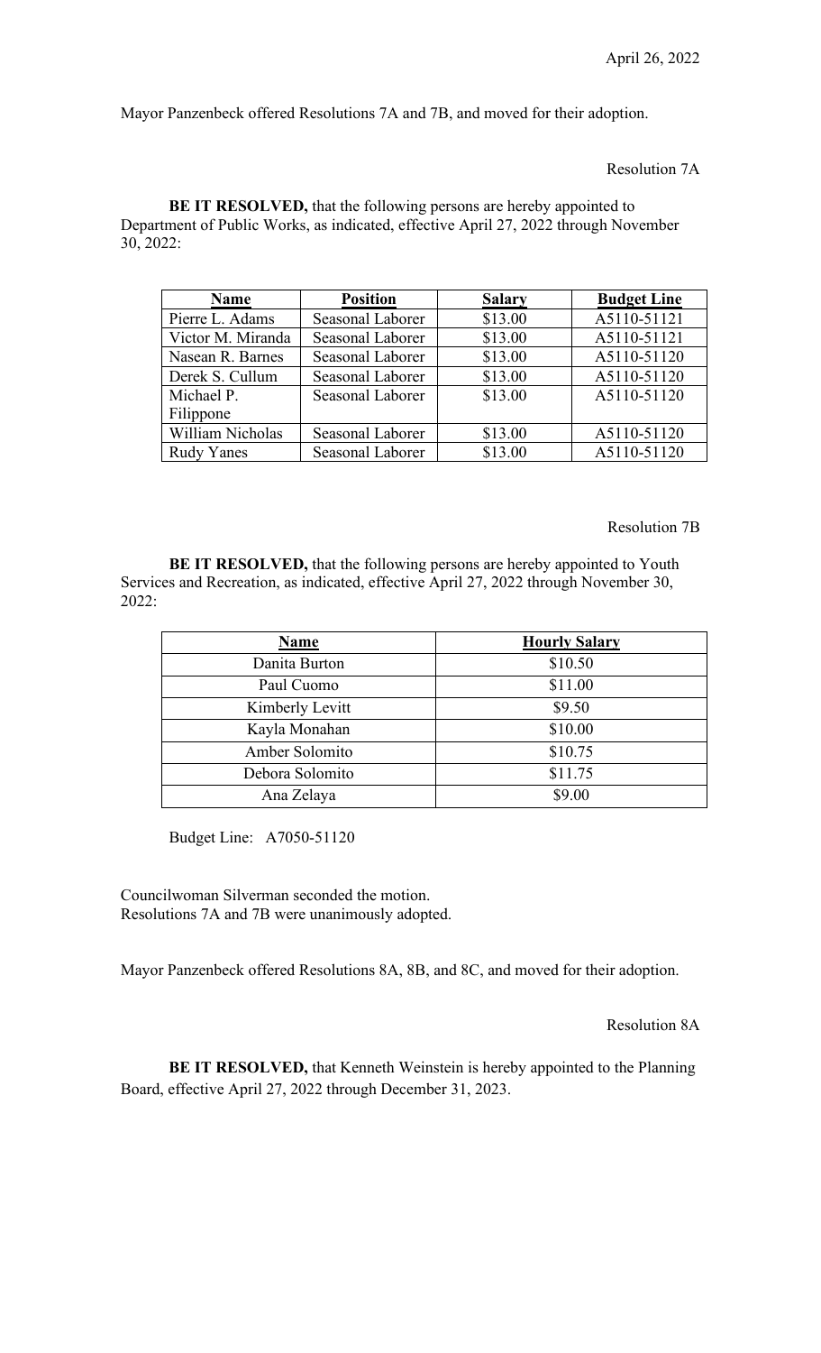April 26, 2022

Mayor Panzenbeck offered Resolutions 7A and 7B, and moved for their adoption.

Resolution 7A

**BE IT RESOLVED,** that the following persons are hereby appointed to Department of Public Works, as indicated, effective April 27, 2022 through November 30, 2022:

| Name | Position | Salary | Budget Line |
|---|---|---|---|
| Pierre L. Adams | Seasonal Laborer | $13.00 | A5110-51121 |
| Victor M. Miranda | Seasonal Laborer | $13.00 | A5110-51121 |
| Nasean R. Barnes | Seasonal Laborer | $13.00 | A5110-51120 |
| Derek S. Cullum | Seasonal Laborer | $13.00 | A5110-51120 |
| Michael P. Filippone | Seasonal Laborer | $13.00 | A5110-51120 |
| William Nicholas | Seasonal Laborer | $13.00 | A5110-51120 |
| Rudy Yanes | Seasonal Laborer | $13.00 | A5110-51120 |

Resolution 7B

**BE IT RESOLVED,** that the following persons are hereby appointed to Youth Services and Recreation, as indicated, effective April 27, 2022 through November 30, 2022:

| Name | Hourly Salary |
|---|---|
| Danita Burton | $10.50 |
| Paul Cuomo | $11.00 |
| Kimberly Levitt | $9.50 |
| Kayla Monahan | $10.00 |
| Amber Solomito | $10.75 |
| Debora Solomito | $11.75 |
| Ana Zelaya | $9.00 |

Budget Line: A7050-51120

Councilwoman Silverman seconded the motion.
Resolutions 7A and 7B were unanimously adopted.

Mayor Panzenbeck offered Resolutions 8A, 8B, and 8C, and moved for their adoption.

Resolution 8A

**BE IT RESOLVED,** that Kenneth Weinstein is hereby appointed to the Planning Board, effective April 27, 2022 through December 31, 2023.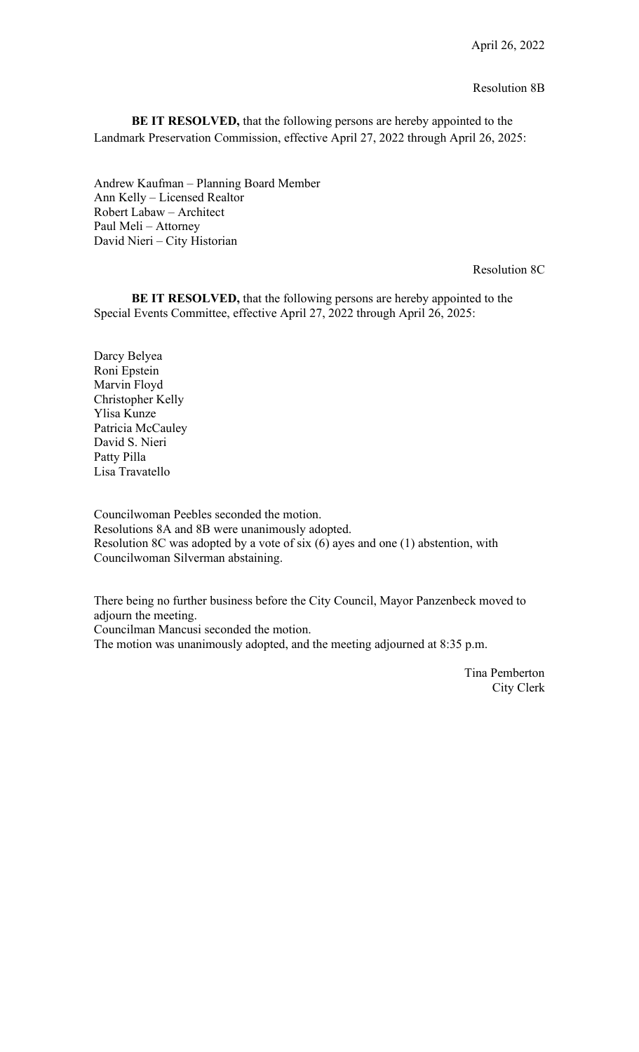April 26, 2022

Resolution 8B

**BE IT RESOLVED,** that the following persons are hereby appointed to the Landmark Preservation Commission, effective April 27, 2022 through April 26, 2025:

Andrew Kaufman – Planning Board Member
Ann Kelly – Licensed Realtor
Robert Labaw – Architect
Paul Meli – Attorney
David Nieri – City Historian

Resolution 8C

**BE IT RESOLVED,** that the following persons are hereby appointed to the Special Events Committee, effective April 27, 2022 through April 26, 2025:

Darcy Belyea
Roni Epstein
Marvin Floyd
Christopher Kelly
Ylisa Kunze
Patricia McCauley
David S. Nieri
Patty Pilla
Lisa Travatello

Councilwoman Peebles seconded the motion.
Resolutions 8A and 8B were unanimously adopted.
Resolution 8C was adopted by a vote of six (6) ayes and one (1) abstention, with Councilwoman Silverman abstaining.

There being no further business before the City Council, Mayor Panzenbeck moved to adjourn the meeting.
Councilman Mancusi seconded the motion.
The motion was unanimously adopted, and the meeting adjourned at 8:35 p.m.

Tina Pemberton
City Clerk